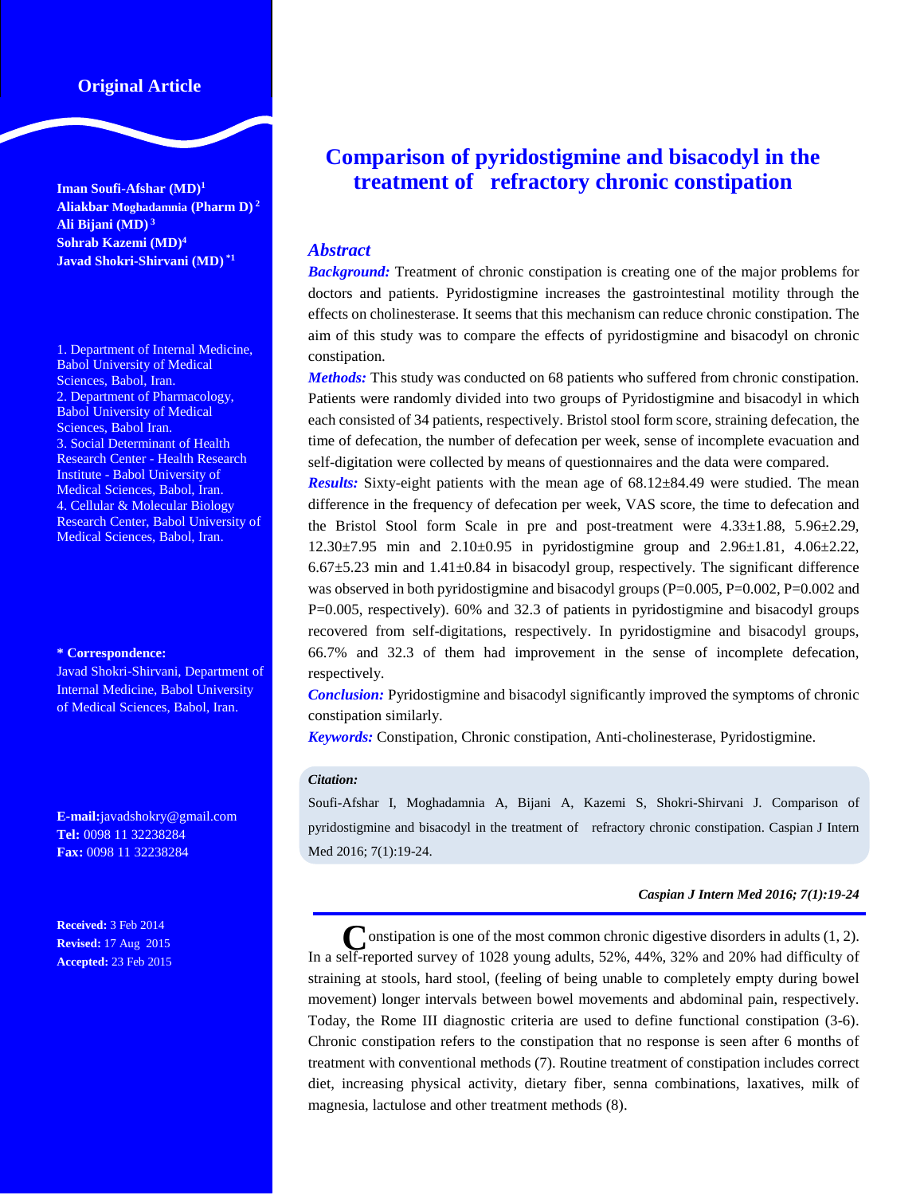Original Article

# Comparison of pyridostigmine and bisacodyl in the treatment of refractory chronic constipation

**Iman Soufi-Afshar (MD)**[1]
**Aliakbar Moghadamnia (Pharm D)**[2]
**Ali Bijani (MD)**[3]
**Sohrab Kazemi (MD)**[4]
**Javad Shokri-Shirvani (MD)**[*1]

1. Department of Internal Medicine, Babol University of Medical Sciences, Babol, Iran.
2. Department of Pharmacology, Babol University of Medical Sciences, Babol Iran.
3. Social Determinant of Health Research Center - Health Research Institute - Babol University of Medical Sciences, Babol, Iran.
4. Cellular & Molecular Biology Research Center, Babol University of Medical Sciences, Babol, Iran.

**\* Correspondence:**
Javad Shokri-Shirvani, Department of Internal Medicine, Babol University of Medical Sciences, Babol, Iran.

**E-mail:** javadshokry@gmail.com
**Tel:** 0098 11 32238284
**Fax:** 0098 11 32238284

**Received:** 3 Feb 2014
**Revised:** 17 Aug 2015
**Accepted:** 23 Feb 2015

## *Abstract*

***Background:*** Treatment of chronic constipation is creating one of the major problems for doctors and patients. Pyridostigmine increases the gastrointestinal motility through the effects on cholinesterase. It seems that this mechanism can reduce chronic constipation. The aim of this study was to compare the effects of pyridostigmine and bisacodyl on chronic constipation.

***Methods:*** This study was conducted on 68 patients who suffered from chronic constipation. Patients were randomly divided into two groups of Pyridostigmine and bisacodyl in which each consisted of 34 patients, respectively. Bristol stool form score, straining defecation, the time of defecation, the number of defecation per week, sense of incomplete evacuation and self-digitation were collected by means of questionnaires and the data were compared.

***Results:*** Sixty-eight patients with the mean age of 68.12±84.49 were studied. The mean difference in the frequency of defecation per week, VAS score, the time to defecation and the Bristol Stool form Scale in pre and post-treatment were 4.33±1.88, 5.96±2.29, 12.30±7.95 min and 2.10±0.95 in pyridostigmine group and 2.96±1.81, 4.06±2.22, 6.67±5.23 min and 1.41±0.84 in bisacodyl group, respectively. The significant difference was observed in both pyridostigmine and bisacodyl groups (P=0.005, P=0.002, P=0.002 and P=0.005, respectively). 60% and 32.3 of patients in pyridostigmine and bisacodyl groups recovered from self-digitations, respectively. In pyridostigmine and bisacodyl groups, 66.7% and 32.3 of them had improvement in the sense of incomplete defecation, respectively.

***Conclusion:*** Pyridostigmine and bisacodyl significantly improved the symptoms of chronic constipation similarly.

***Keywords:*** Constipation, Chronic constipation, Anti-cholinesterase, Pyridostigmine.

***Citation:***
Soufi-Afshar I, Moghadamnia A, Bijani A, Kazemi S, Shokri-Shirvani J. Comparison of pyridostigmine and bisacodyl in the treatment of refractory chronic constipation. Caspian J Intern Med 2016; 7(1):19-24.

Constipation is one of the most common chronic digestive disorders in adults (1, 2). In a self-reported survey of 1028 young adults, 52%, 44%, 32% and 20% had difficulty of straining at stools, hard stool, (feeling of being unable to completely empty during bowel movement) longer intervals between bowel movements and abdominal pain, respectively. Today, the Rome III diagnostic criteria are used to define functional constipation (3-6). Chronic constipation refers to the constipation that no response is seen after 6 months of treatment with conventional methods (7). Routine treatment of constipation includes correct diet, increasing physical activity, dietary fiber, senna combinations, laxatives, milk of magnesia, lactulose and other treatment methods (8).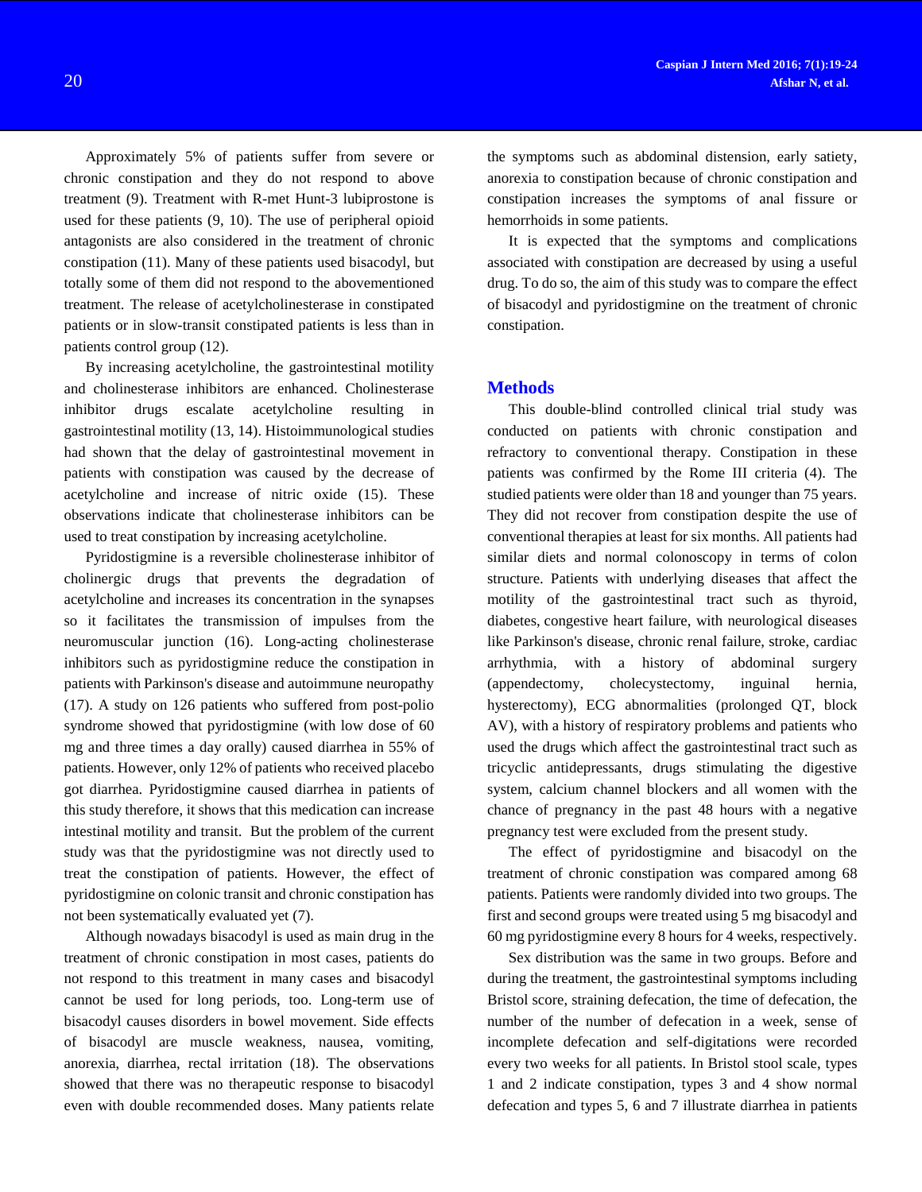Approximately 5% of patients suffer from severe or chronic constipation and they do not respond to above treatment (9). Treatment with R-met Hunt-3 lubiprostone is used for these patients (9, 10). The use of peripheral opioid antagonists are also considered in the treatment of chronic constipation (11). Many of these patients used bisacodyl, but totally some of them did not respond to the abovementioned treatment. The release of acetylcholinesterase in constipated patients or in slow-transit constipated patients is less than in patients control group (12).

By increasing acetylcholine, the gastrointestinal motility and cholinesterase inhibitors are enhanced. Cholinesterase inhibitor drugs escalate acetylcholine resulting in gastrointestinal motility (13, 14). Histoimmunological studies had shown that the delay of gastrointestinal movement in patients with constipation was caused by the decrease of acetylcholine and increase of nitric oxide (15). These observations indicate that cholinesterase inhibitors can be used to treat constipation by increasing acetylcholine.

Pyridostigmine is a reversible cholinesterase inhibitor of cholinergic drugs that prevents the degradation of acetylcholine and increases its concentration in the synapses so it facilitates the transmission of impulses from the neuromuscular junction (16). Long-acting cholinesterase inhibitors such as pyridostigmine reduce the constipation in patients with Parkinson's disease and autoimmune neuropathy (17). A study on 126 patients who suffered from post-polio syndrome showed that pyridostigmine (with low dose of 60 mg and three times a day orally) caused diarrhea in 55% of patients. However, only 12% of patients who received placebo got diarrhea. Pyridostigmine caused diarrhea in patients of this study therefore, it shows that this medication can increase intestinal motility and transit. But the problem of the current study was that the pyridostigmine was not directly used to treat the constipation of patients. However, the effect of pyridostigmine on colonic transit and chronic constipation has not been systematically evaluated yet (7).

Although nowadays bisacodyl is used as main drug in the treatment of chronic constipation in most cases, patients do not respond to this treatment in many cases and bisacodyl cannot be used for long periods, too. Long-term use of bisacodyl causes disorders in bowel movement. Side effects of bisacodyl are muscle weakness, nausea, vomiting, anorexia, diarrhea, rectal irritation (18). The observations showed that there was no therapeutic response to bisacodyl even with double recommended doses. Many patients relate the symptoms such as abdominal distension, early satiety, anorexia to constipation because of chronic constipation and constipation increases the symptoms of anal fissure or hemorrhoids in some patients.

It is expected that the symptoms and complications associated with constipation are decreased by using a useful drug. To do so, the aim of this study was to compare the effect of bisacodyl and pyridostigmine on the treatment of chronic constipation.

## Methods

This double-blind controlled clinical trial study was conducted on patients with chronic constipation and refractory to conventional therapy. Constipation in these patients was confirmed by the Rome III criteria (4). The studied patients were older than 18 and younger than 75 years. They did not recover from constipation despite the use of conventional therapies at least for six months. All patients had similar diets and normal colonoscopy in terms of colon structure. Patients with underlying diseases that affect the motility of the gastrointestinal tract such as thyroid, diabetes, congestive heart failure, with neurological diseases like Parkinson's disease, chronic renal failure, stroke, cardiac arrhythmia, with a history of abdominal surgery (appendectomy, cholecystectomy, inguinal hernia, hysterectomy), ECG abnormalities (prolonged QT, block AV), with a history of respiratory problems and patients who used the drugs which affect the gastrointestinal tract such as tricyclic antidepressants, drugs stimulating the digestive system, calcium channel blockers and all women with the chance of pregnancy in the past 48 hours with a negative pregnancy test were excluded from the present study.

The effect of pyridostigmine and bisacodyl on the treatment of chronic constipation was compared among 68 patients. Patients were randomly divided into two groups. The first and second groups were treated using 5 mg bisacodyl and 60 mg pyridostigmine every 8 hours for 4 weeks, respectively.

Sex distribution was the same in two groups. Before and during the treatment, the gastrointestinal symptoms including Bristol score, straining defecation, the time of defecation, the number of the number of defecation in a week, sense of incomplete defecation and self-digitations were recorded every two weeks for all patients. In Bristol stool scale, types 1 and 2 indicate constipation, types 3 and 4 show normal defecation and types 5, 6 and 7 illustrate diarrhea in patients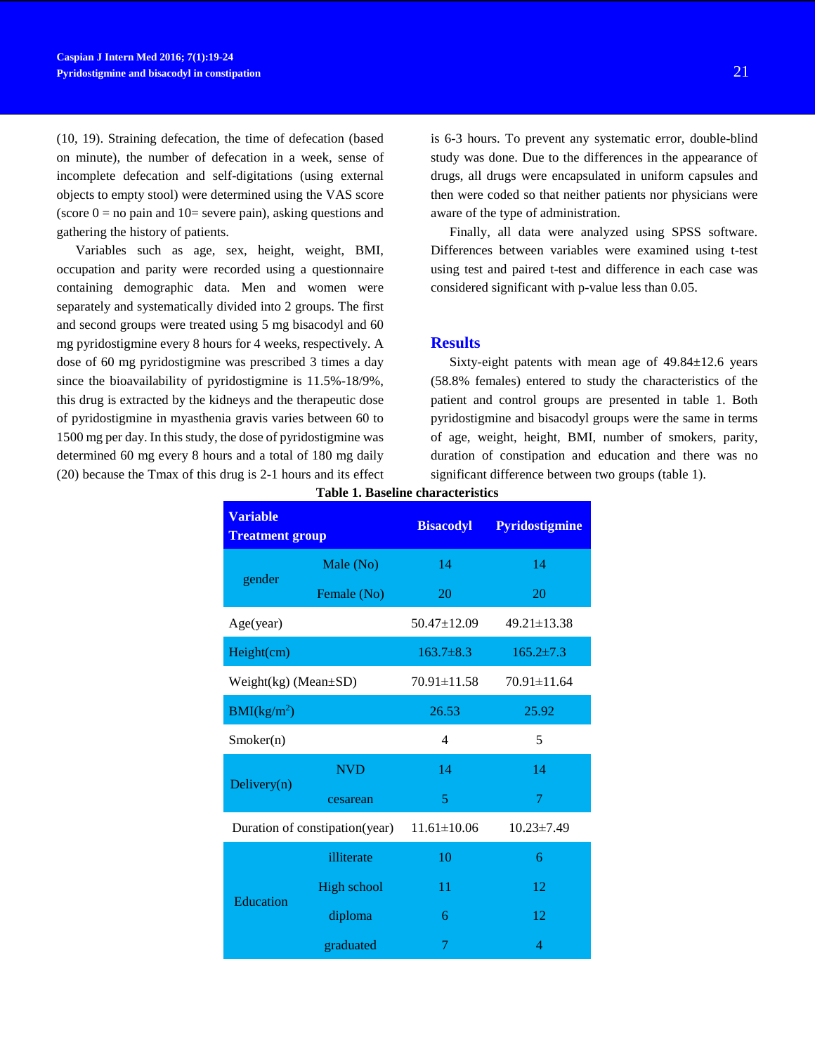(10, 19). Straining defecation, the time of defecation (based on minute), the number of defecation in a week, sense of incomplete defecation and self-digitations (using external objects to empty stool) were determined using the VAS score (score 0 = no pain and 10= severe pain), asking questions and gathering the history of patients.

Variables such as age, sex, height, weight, BMI, occupation and parity were recorded using a questionnaire containing demographic data. Men and women were separately and systematically divided into 2 groups. The first and second groups were treated using 5 mg bisacodyl and 60 mg pyridostigmine every 8 hours for 4 weeks, respectively. A dose of 60 mg pyridostigmine was prescribed 3 times a day since the bioavailability of pyridostigmine is 11.5%-18/9%, this drug is extracted by the kidneys and the therapeutic dose of pyridostigmine in myasthenia gravis varies between 60 to 1500 mg per day. In this study, the dose of pyridostigmine was determined 60 mg every 8 hours and a total of 180 mg daily (20) because the Tmax of this drug is 2-1 hours and its effect is 6-3 hours. To prevent any systematic error, double-blind study was done. Due to the differences in the appearance of drugs, all drugs were encapsulated in uniform capsules and then were coded so that neither patients nor physicians were aware of the type of administration.

Finally, all data were analyzed using SPSS software. Differences between variables were examined using t-test using test and paired t-test and difference in each case was considered significant with p-value less than 0.05.

## Results

Sixty-eight patents with mean age of 49.84±12.6 years (58.8% females) entered to study the characteristics of the patient and control groups are presented in table 1. Both pyridostigmine and bisacodyl groups were the same in terms of age, weight, height, BMI, number of smokers, parity, duration of constipation and education and there was no significant difference between two groups (table 1).

**Table 1. Baseline characteristics**

| Variable<br>Treatment group | | Bisacodyl | Pyridostigmine |
|---|---|---|---|
| gender | Male (No) | 14 | 14 |
| | Female (No) | 20 | 20 |
| Age(year) | | 50.47±12.09 | 49.21±13.38 |
| Height(cm) | | 163.7±8.3 | 165.2±7.3 |
| Weight(kg) (Mean±SD) | | 70.91±11.58 | 70.91±11.64 |
| BMI($kg/m^2$) | | 26.53 | 25.92 |
| Smoker(n) | | 4 | 5 |
| Delivery(n) | NVD | 14 | 14 |
| | cesarean | 5 | 7 |
| Duration of constipation(year) | | 11.61±10.06 | 10.23±7.49 |
| Education | illiterate | 10 | 6 |
| | High school | 11 | 12 |
| | diploma | 6 | 12 |
| | graduated | 7 | 4 |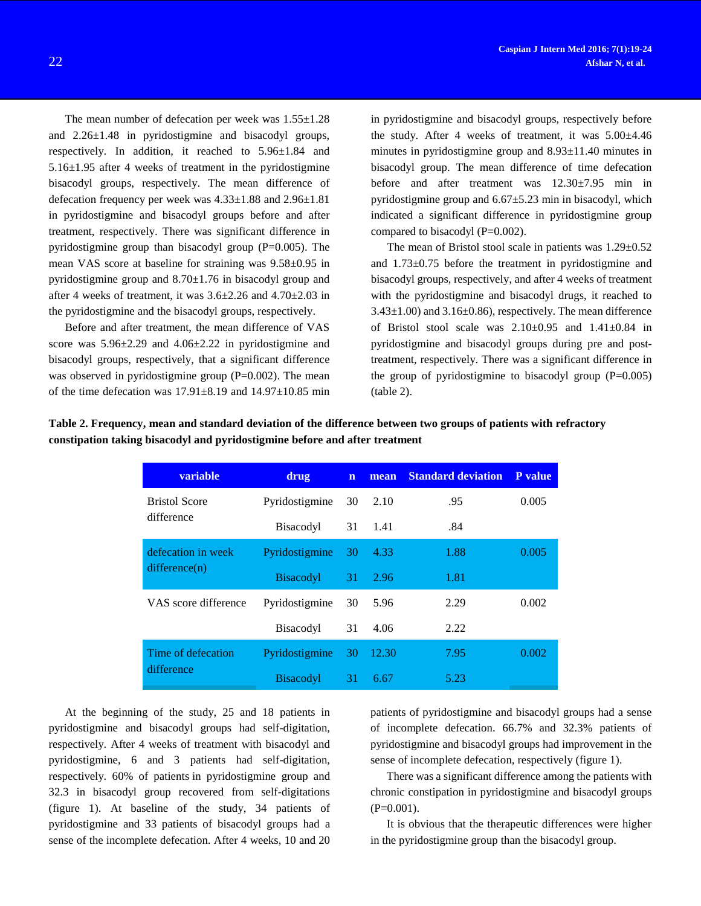The mean number of defecation per week was 1.55±1.28 and 2.26±1.48 in pyridostigmine and bisacodyl groups, respectively. In addition, it reached to 5.96±1.84 and 5.16±1.95 after 4 weeks of treatment in the pyridostigmine bisacodyl groups, respectively. The mean difference of defecation frequency per week was 4.33±1.88 and 2.96±1.81 in pyridostigmine and bisacodyl groups before and after treatment, respectively. There was significant difference in pyridostigmine group than bisacodyl group (P=0.005). The mean VAS score at baseline for straining was 9.58±0.95 in pyridostigmine group and 8.70±1.76 in bisacodyl group and after 4 weeks of treatment, it was 3.6±2.26 and 4.70±2.03 in the pyridostigmine and the bisacodyl groups, respectively.

Before and after treatment, the mean difference of VAS score was 5.96±2.29 and 4.06±2.22 in pyridostigmine and bisacodyl groups, respectively, that a significant difference was observed in pyridostigmine group (P=0.002). The mean of the time defecation was 17.91±8.19 and 14.97±10.85 min in pyridostigmine and bisacodyl groups, respectively before the study. After 4 weeks of treatment, it was 5.00±4.46 minutes in pyridostigmine group and 8.93±11.40 minutes in bisacodyl group. The mean difference of time defecation before and after treatment was 12.30±7.95 min in pyridostigmine group and 6.67±5.23 min in bisacodyl, which indicated a significant difference in pyridostigmine group compared to bisacodyl (P=0.002).

The mean of Bristol stool scale in patients was 1.29±0.52 and 1.73±0.75 before the treatment in pyridostigmine and bisacodyl groups, respectively, and after 4 weeks of treatment with the pyridostigmine and bisacodyl drugs, it reached to 3.43±1.00) and 3.16±0.86), respectively. The mean difference of Bristol stool scale was 2.10±0.95 and 1.41±0.84 in pyridostigmine and bisacodyl groups during pre and post-treatment, respectively. There was a significant difference in the group of pyridostigmine to bisacodyl group (P=0.005) (table 2).

**Table 2. Frequency, mean and standard deviation of the difference between two groups of patients with refractory constipation taking bisacodyl and pyridostigmine before and after treatment**

| variable | drug | n | mean | Standard deviation | P value |
|---|---|---|---|---|---|
| Bristol Score difference | Pyridostigmine | 30 | 2.10 | .95 | 0.005 |
| | Bisacodyl | 31 | 1.41 | .84 | |
| defecation in week difference(n) | Pyridostigmine | 30 | 4.33 | 1.88 | 0.005 |
| | Bisacodyl | 31 | 2.96 | 1.81 | |
| VAS score difference | Pyridostigmine | 30 | 5.96 | 2.29 | 0.002 |
| | Bisacodyl | 31 | 4.06 | 2.22 | |
| Time of defecation difference | Pyridostigmine | 30 | 12.30 | 7.95 | 0.002 |
| | Bisacodyl | 31 | 6.67 | 5.23 | |

At the beginning of the study, 25 and 18 patients in pyridostigmine and bisacodyl groups had self-digitation, respectively. After 4 weeks of treatment with bisacodyl and pyridostigmine, 6 and 3 patients had self-digitation, respectively. 60% of patients in pyridostigmine group and 32.3 in bisacodyl group recovered from self-digitations (figure 1). At baseline of the study, 34 patients of pyridostigmine and 33 patients of bisacodyl groups had a sense of the incomplete defecation. After 4 weeks, 10 and 20 patients of pyridostigmine and bisacodyl groups had a sense of incomplete defecation. 66.7% and 32.3% patients of pyridostigmine and bisacodyl groups had improvement in the sense of incomplete defecation, respectively (figure 1).

There was a significant difference among the patients with chronic constipation in pyridostigmine and bisacodyl groups (P=0.001).

It is obvious that the therapeutic differences were higher in the pyridostigmine group than the bisacodyl group.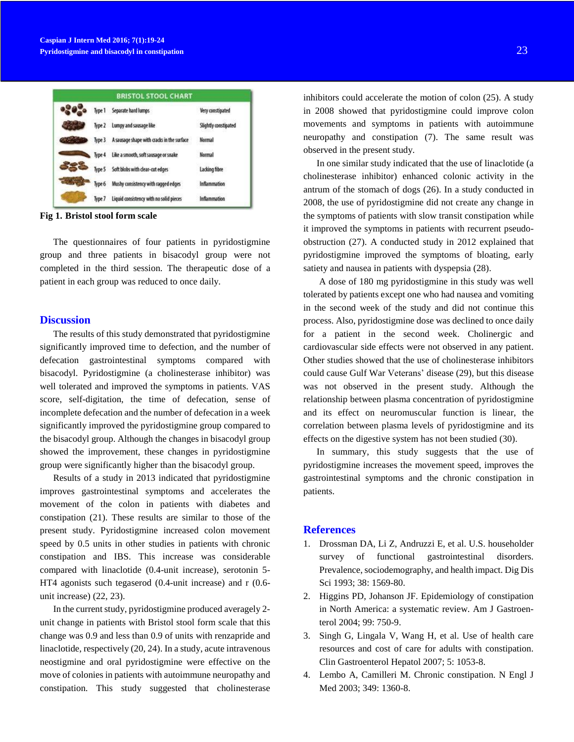| BRISTOL STOOL CHART | | |
|---|---|---|
| Type 1 | Separate hard lumps | Very constipated |
| Type 2 | Lumpy and sausage like | Slightly constipated |
| Type 3 | A sausage shape with cracks in the surface | Normal |
| Type 4 | Like a smooth, soft sausage or snake | Normal |
| Type 5 | Soft blobs with clear-cut edges | Lacking fibre |
| Type 6 | Mushy consistency with ragged edges | Inflammation |
| Type 7 | Liquid consistency with no solid pieces | Inflammation |

**Fig 1. Bristol stool form scale**

The questionnaires of four patients in pyridostigmine group and three patients in bisacodyl group were not completed in the third session. The therapeutic dose of a patient in each group was reduced to once daily.

## Discussion

The results of this study demonstrated that pyridostigmine significantly improved time to defection, and the number of defecation gastrointestinal symptoms compared with bisacodyl. Pyridostigmine (a cholinesterase inhibitor) was well tolerated and improved the symptoms in patients. VAS score, self-digitation, the time of defecation, sense of incomplete defecation and the number of defecation in a week significantly improved the pyridostigmine group compared to the bisacodyl group. Although the changes in bisacodyl group showed the improvement, these changes in pyridostigmine group were significantly higher than the bisacodyl group.

Results of a study in 2013 indicated that pyridostigmine improves gastrointestinal symptoms and accelerates the movement of the colon in patients with diabetes and constipation (21). These results are similar to those of the present study. Pyridostigmine increased colon movement speed by 0.5 units in other studies in patients with chronic constipation and IBS. This increase was considerable compared with linaclotide (0.4-unit increase), serotonin 5-HT4 agonists such tegaserod (0.4-unit increase) and r (0.6-unit increase) (22, 23).

In the current study, pyridostigmine produced averagely 2-unit change in patients with Bristol stool form scale that this change was 0.9 and less than 0.9 of units with renzapride and linaclotide, respectively (20, 24). In a study, acute intravenous neostigmine and oral pyridostigmine were effective on the move of colonies in patients with autoimmune neuropathy and constipation. This study suggested that cholinesterase inhibitors could accelerate the motion of colon (25). A study in 2008 showed that pyridostigmine could improve colon movements and symptoms in patients with autoimmune neuropathy and constipation (7). The same result was observed in the present study.

In one similar study indicated that the use of linaclotide (a cholinesterase inhibitor) enhanced colonic activity in the antrum of the stomach of dogs (26). In a study conducted in 2008, the use of pyridostigmine did not create any change in the symptoms of patients with slow transit constipation while it improved the symptoms in patients with recurrent pseudo-obstruction (27). A conducted study in 2012 explained that pyridostigmine improved the symptoms of bloating, early satiety and nausea in patients with dyspepsia (28).

A dose of 180 mg pyridostigmine in this study was well tolerated by patients except one who had nausea and vomiting in the second week of the study and did not continue this process. Also, pyridostigmine dose was declined to once daily for a patient in the second week. Cholinergic and cardiovascular side effects were not observed in any patient. Other studies showed that the use of cholinesterase inhibitors could cause Gulf War Veterans' disease (29), but this disease was not observed in the present study. Although the relationship between plasma concentration of pyridostigmine and its effect on neuromuscular function is linear, the correlation between plasma levels of pyridostigmine and its effects on the digestive system has not been studied (30).

In summary, this study suggests that the use of pyridostigmine increases the movement speed, improves the gastrointestinal symptoms and the chronic constipation in patients.

## References

1. Drossman DA, Li Z, Andruzzi E, et al. U.S. householder survey of functional gastrointestinal disorders. Prevalence, sociodemography, and health impact. Dig Dis Sci 1993; 38: 1569-80.
2. Higgins PD, Johanson JF. Epidemiology of constipation in North America: a systematic review. Am J Gastroenterol 2004; 99: 750-9.
3. Singh G, Lingala V, Wang H, et al. Use of health care resources and cost of care for adults with constipation. Clin Gastroenterol Hepatol 2007; 5: 1053-8.
4. Lembo A, Camilleri M. Chronic constipation. N Engl J Med 2003; 349: 1360-8.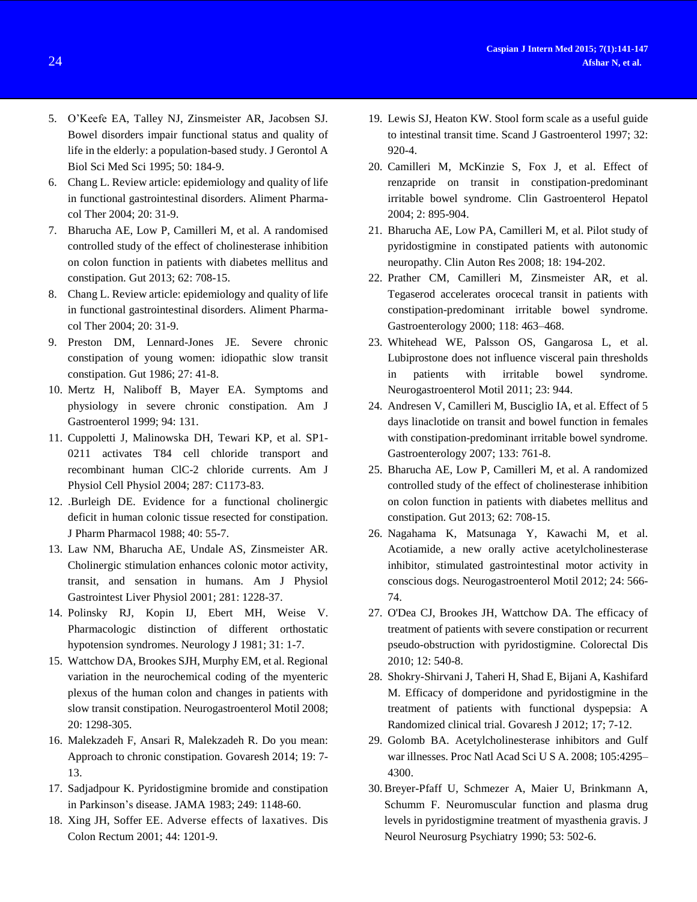5. O'Keefe EA, Talley NJ, Zinsmeister AR, Jacobsen SJ. Bowel disorders impair functional status and quality of life in the elderly: a population-based study. J Gerontol A Biol Sci Med Sci 1995; 50: 184-9.
6. Chang L. Review article: epidemiology and quality of life in functional gastrointestinal disorders. Aliment Pharmacol Ther 2004; 20: 31-9.
7. Bharucha AE, Low P, Camilleri M, et al. A randomised controlled study of the effect of cholinesterase inhibition on colon function in patients with diabetes mellitus and constipation. Gut 2013; 62: 708-15.
8. Chang L. Review article: epidemiology and quality of life in functional gastrointestinal disorders. Aliment Pharmacol Ther 2004; 20: 31-9.
9. Preston DM, Lennard-Jones JE. Severe chronic constipation of young women: idiopathic slow transit constipation. Gut 1986; 27: 41-8.
10. Mertz H, Naliboff B, Mayer EA. Symptoms and physiology in severe chronic constipation. Am J Gastroenterol 1999; 94: 131.
11. Cuppoletti J, Malinowska DH, Tewari KP, et al. SP1-0211 activates T84 cell chloride transport and recombinant human ClC-2 chloride currents. Am J Physiol Cell Physiol 2004; 287: C1173-83.
12. .Burleigh DE. Evidence for a functional cholinergic deficit in human colonic tissue resected for constipation. J Pharm Pharmacol 1988; 40: 55-7.
13. Law NM, Bharucha AE, Undale AS, Zinsmeister AR. Cholinergic stimulation enhances colonic motor activity, transit, and sensation in humans. Am J Physiol Gastrointest Liver Physiol 2001; 281: 1228-37.
14. Polinsky RJ, Kopin IJ, Ebert MH, Weise V. Pharmacologic distinction of different orthostatic hypotension syndromes. Neurology J 1981; 31: 1-7.
15. Wattchow DA, Brookes SJH, Murphy EM, et al. Regional variation in the neurochemical coding of the myenteric plexus of the human colon and changes in patients with slow transit constipation. Neurogastroenterol Motil 2008; 20: 1298-305.
16. Malekzadeh F, Ansari R, Malekzadeh R. Do you mean: Approach to chronic constipation. Govaresh 2014; 19: 7-13.
17. Sadjadpour K. Pyridostigmine bromide and constipation in Parkinson's disease. JAMA 1983; 249: 1148-60.
18. Xing JH, Soffer EE. Adverse effects of laxatives. Dis Colon Rectum 2001; 44: 1201-9.
19. Lewis SJ, Heaton KW. Stool form scale as a useful guide to intestinal transit time. Scand J Gastroenterol 1997; 32: 920-4.
20. Camilleri M, McKinzie S, Fox J, et al. Effect of renzapride on transit in constipation-predominant irritable bowel syndrome. Clin Gastroenterol Hepatol 2004; 2: 895-904.
21. Bharucha AE, Low PA, Camilleri M, et al. Pilot study of pyridostigmine in constipated patients with autonomic neuropathy. Clin Auton Res 2008; 18: 194-202.
22. Prather CM, Camilleri M, Zinsmeister AR, et al. Tegaserod accelerates orocecal transit in patients with constipation-predominant irritable bowel syndrome. Gastroenterology 2000; 118: 463–468.
23. Whitehead WE, Palsson OS, Gangarosa L, et al. Lubiprostone does not influence visceral pain thresholds in patients with irritable bowel syndrome. Neurogastroenterol Motil 2011; 23: 944.
24. Andresen V, Camilleri M, Busciglio IA, et al. Effect of 5 days linaclotide on transit and bowel function in females with constipation-predominant irritable bowel syndrome. Gastroenterology 2007; 133: 761-8.
25. Bharucha AE, Low P, Camilleri M, et al. A randomized controlled study of the effect of cholinesterase inhibition on colon function in patients with diabetes mellitus and constipation. Gut 2013; 62: 708-15.
26. Nagahama K, Matsunaga Y, Kawachi M, et al. Acotiamide, a new orally active acetylcholinesterase inhibitor, stimulated gastrointestinal motor activity in conscious dogs. Neurogastroenterol Motil 2012; 24: 566-74.
27. O'Dea CJ, Brookes JH, Wattchow DA. The efficacy of treatment of patients with severe constipation or recurrent pseudo-obstruction with pyridostigmine. Colorectal Dis 2010; 12: 540-8.
28. Shokry-Shirvani J, Taheri H, Shad E, Bijani A, Kashifard M. Efficacy of domperidone and pyridostigmine in the treatment of patients with functional dyspepsia: A Randomized clinical trial. Govaresh J 2012; 17; 7-12.
29. Golomb BA. Acetylcholinesterase inhibitors and Gulf war illnesses. Proc Natl Acad Sci U S A. 2008; 105:4295–4300.
30. Breyer-Pfaff U, Schmezer A, Maier U, Brinkmann A, Schumm F. Neuromuscular function and plasma drug levels in pyridostigmine treatment of myasthenia gravis. J Neurol Neurosurg Psychiatry 1990; 53: 502-6.